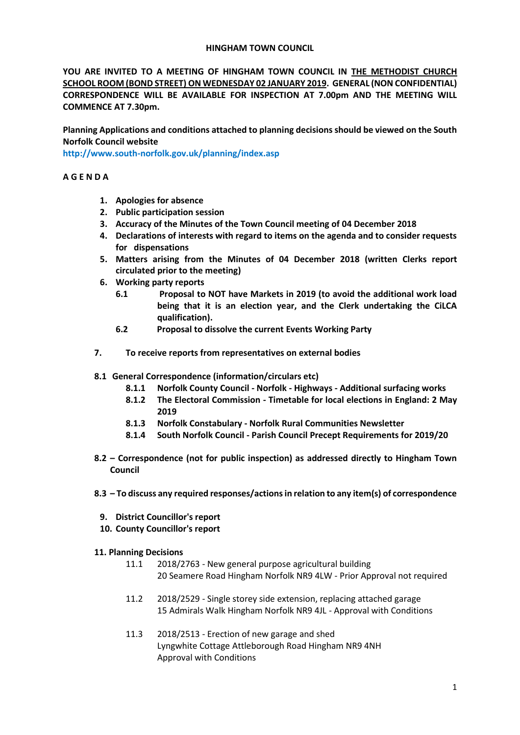**HINGHAM TOWN COUNCIL**

**YOU ARE INVITED TO A MEETING OF HINGHAM TOWN COUNCIL IN THE METHODIST CHURCH SCHOOL ROOM (BOND STREET) ON WEDNESDAY 02 JANUARY 2019. GENERAL (NON CONFIDENTIAL) CORRESPONDENCE WILL BE AVAILABLE FOR INSPECTION AT 7.00pm AND THE MEETING WILL COMMENCE AT 7.30pm.**

**Planning Applications and conditions attached to planning decisions should be viewed on the South Norfolk Council website**
**http://www.south-norfolk.gov.uk/planning/index.asp**

**A G E N D A**

1. **Apologies for absence**
2. **Public participation session**
3. **Accuracy of the Minutes of the Town Council meeting of 04 December 2018**
4. **Declarations of interests with regard to items on the agenda and to consider requests for dispensations**
5. **Matters arising from the Minutes of 04 December 2018 (written Clerks report circulated prior to the meeting)**
6. **Working party reports**
   - **6.1 Proposal to NOT have Markets in 2019 (to avoid the additional work load being that it is an election year, and the Clerk undertaking the CiLCA qualification).**
   - **6.2 Proposal to dissolve the current Events Working Party**

**7. To receive reports from representatives on external bodies**

**8.1 General Correspondence (information/circulars etc)**
- **8.1.1 Norfolk County Council - Norfolk - Highways - Additional surfacing works**
- **8.1.2 The Electoral Commission - Timetable for local elections in England: 2 May 2019**
- **8.1.3 Norfolk Constabulary - Norfolk Rural Communities Newsletter**
- **8.1.4 South Norfolk Council - Parish Council Precept Requirements for 2019/20**

**8.2 – Correspondence (not for public inspection) as addressed directly to Hingham Town Council**

**8.3 – To discuss any required responses/actions in relation to any item(s) of correspondence**

9. **District Councillor's report**
10. **County Councillor's report**

**11. Planning Decisions**

11.1 2018/2763 - New general purpose agricultural building
20 Seamere Road Hingham Norfolk NR9 4LW - Prior Approval not required

11.2 2018/2529 - Single storey side extension, replacing attached garage
15 Admirals Walk Hingham Norfolk NR9 4JL - Approval with Conditions

11.3 2018/2513 - Erection of new garage and shed
Lyngwhite Cottage Attleborough Road Hingham NR9 4NH
Approval with Conditions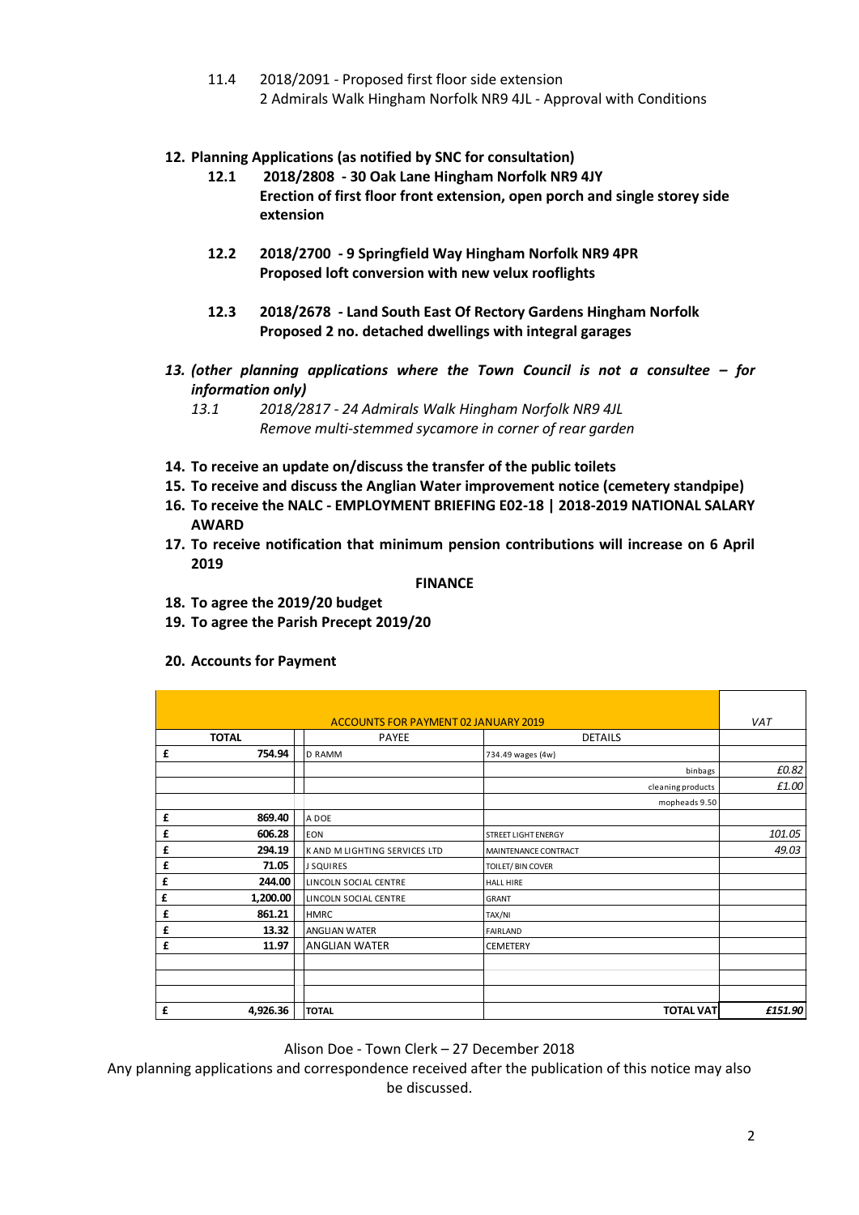11.4 2018/2091 - Proposed first floor side extension
2 Admirals Walk Hingham Norfolk NR9 4JL - Approval with Conditions

**12. Planning Applications (as notified by SNC for consultation)**

**12.1 2018/2808 - 30 Oak Lane Hingham Norfolk NR9 4JY**
**Erection of first floor front extension, open porch and single storey side extension**

**12.2 2018/2700 - 9 Springfield Way Hingham Norfolk NR9 4PR**
**Proposed loft conversion with new velux rooflights**

**12.3 2018/2678 - Land South East Of Rectory Gardens Hingham Norfolk**
**Proposed 2 no. detached dwellings with integral garages**

***13. (other planning applications where the Town Council is not a consultee – for information only)***

*13.1 2018/2817 - 24 Admirals Walk Hingham Norfolk NR9 4JL*
*Remove multi-stemmed sycamore in corner of rear garden*

**14. To receive an update on/discuss the transfer of the public toilets**

**15. To receive and discuss the Anglian Water improvement notice (cemetery standpipe)**

**16. To receive the NALC - EMPLOYMENT BRIEFING E02-18 | 2018-2019 NATIONAL SALARY AWARD**

**17. To receive notification that minimum pension contributions will increase on 6 April 2019**

**FINANCE**

**18. To agree the 2019/20 budget**

**19. To agree the Parish Precept 2019/20**

**20. Accounts for Payment**

| ACCOUNTS FOR PAYMENT 02 JANUARY 2019 | | | | *VAT* |
|---|---|---|---|---|
| **TOTAL** | | PAYEE | DETAILS | |
| £ | **754.94** | D RAMM | 734.49 wages (4w) | |
| | | | binbags | *£0.82* |
| | | | cleaning products | *£1.00* |
| | | | mopheads 9.50 | |
| £ | **869.40** | A DOE | | |
| £ | **606.28** | EON | STREET LIGHT ENERGY | *101.05* |
| £ | **294.19** | K AND M LIGHTING SERVICES LTD | MAINTENANCE CONTRACT | *49.03* |
| £ | **71.05** | J SQUIRES | TOILET/ BIN COVER | |
| £ | **244.00** | LINCOLN SOCIAL CENTRE | HALL HIRE | |
| £ | **1,200.00** | LINCOLN SOCIAL CENTRE | GRANT | |
| £ | **861.21** | HMRC | TAX/NI | |
| £ | **13.32** | ANGLIAN WATER | FAIRLAND | |
| £ | **11.97** | ANGLIAN WATER | CEMETERY | |
| | | | | |
| | | | | |
| | | | | |
| £ | **4,926.36** | **TOTAL** | **TOTAL VAT** | ***£151.90*** |

Alison Doe - Town Clerk – 27 December 2018

Any planning applications and correspondence received after the publication of this notice may also be discussed.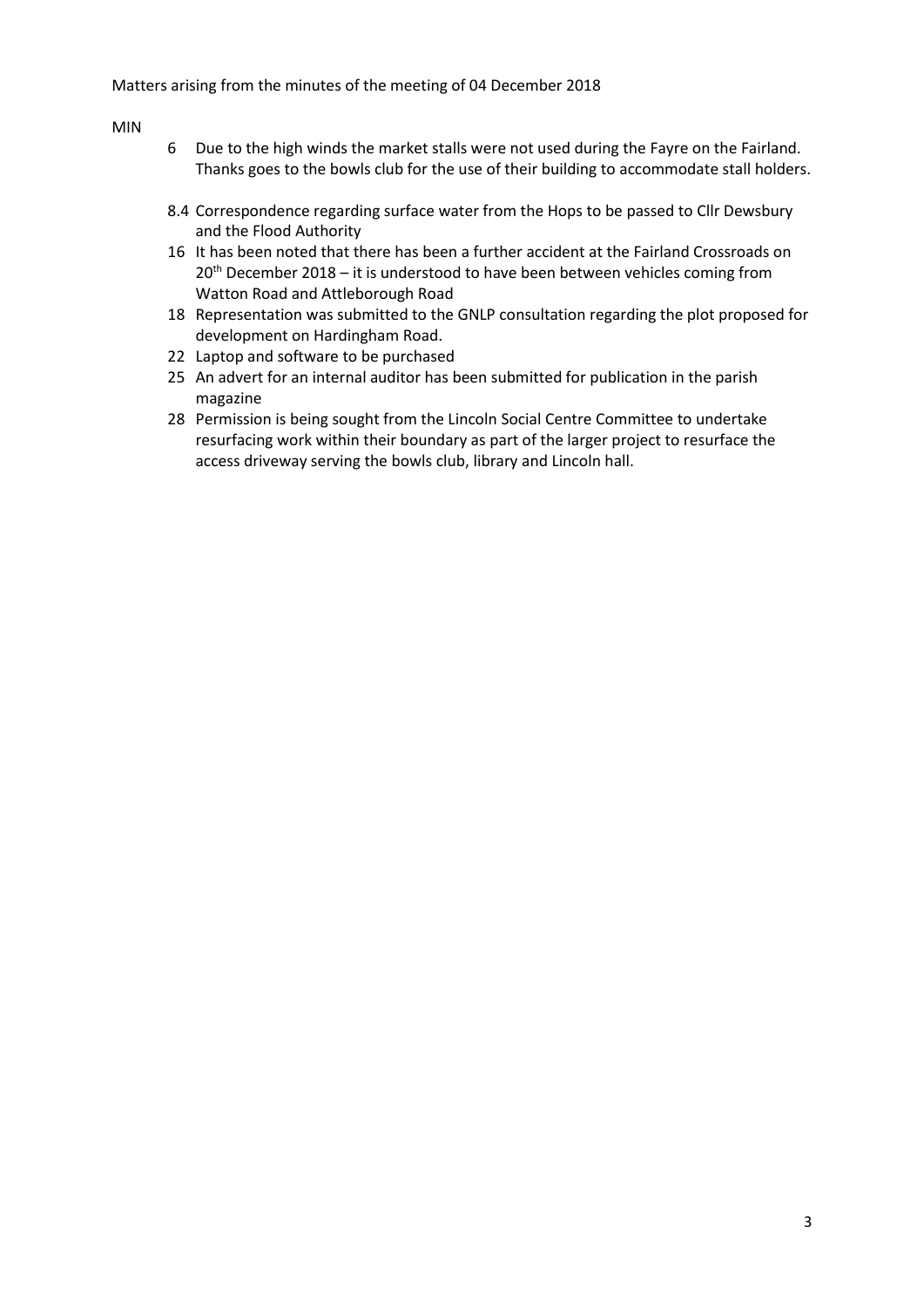Matters arising from the minutes of the meeting of 04 December 2018

MIN

6 Due to the high winds the market stalls were not used during the Fayre on the Fairland. Thanks goes to the bowls club for the use of their building to accommodate stall holders.

8.4 Correspondence regarding surface water from the Hops to be passed to Cllr Dewsbury and the Flood Authority

16 It has been noted that there has been a further accident at the Fairland Crossroads on 20th December 2018 – it is understood to have been between vehicles coming from Watton Road and Attleborough Road

18 Representation was submitted to the GNLP consultation regarding the plot proposed for development on Hardingham Road.

22 Laptop and software to be purchased

25 An advert for an internal auditor has been submitted for publication in the parish magazine

28 Permission is being sought from the Lincoln Social Centre Committee to undertake resurfacing work within their boundary as part of the larger project to resurface the access driveway serving the bowls club, library and Lincoln hall.